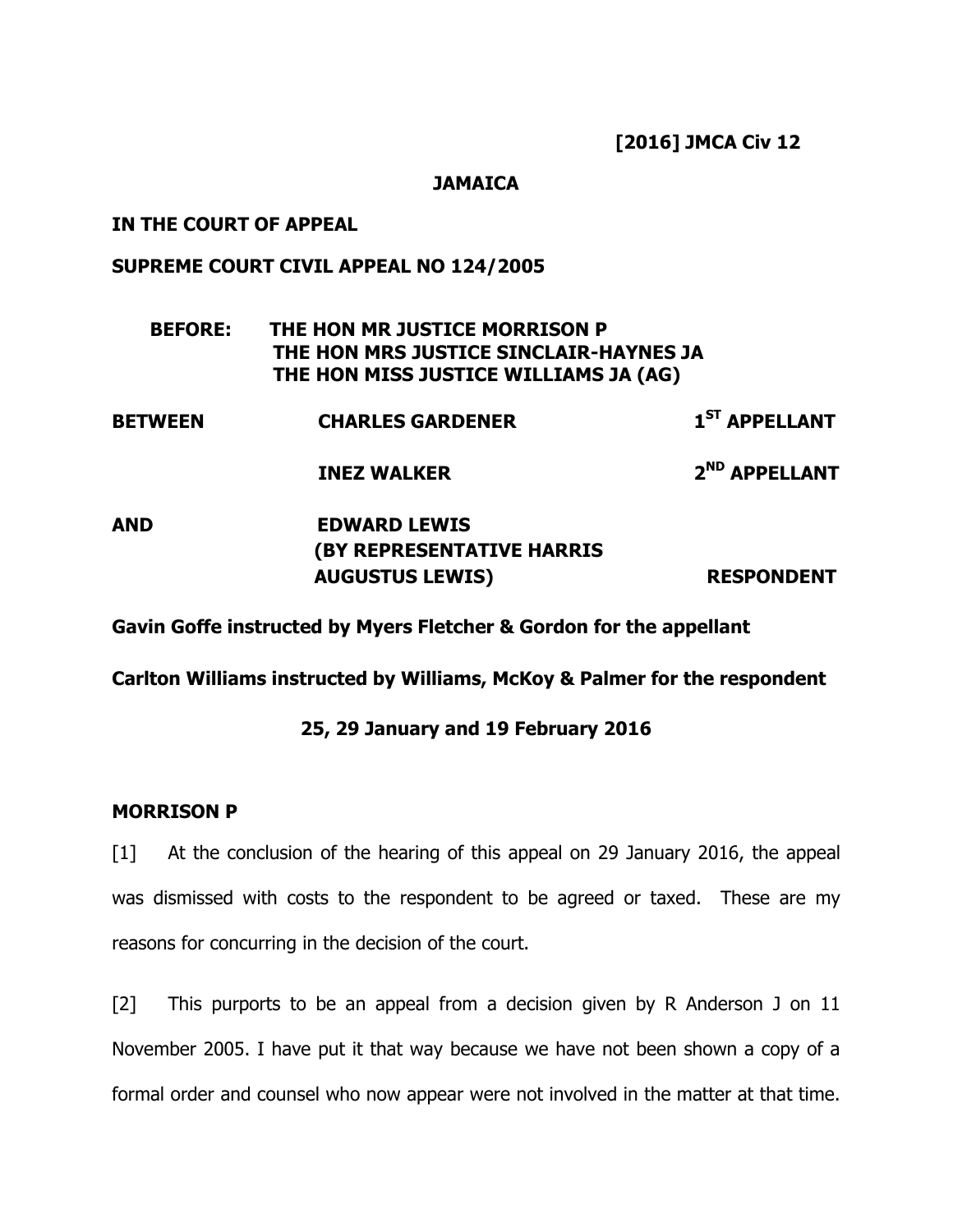**[2016] JMCA Civ 12**

**JAMAICA**

**IN THE COURT OF APPEAL**

**SUPREME COURT CIVIL APPEAL NO 124/2005**

**BEFORE: THE HON MR JUSTICE MORRISON P**
**THE HON MRS JUSTICE SINCLAIR-HAYNES JA**
**THE HON MISS JUSTICE WILLIAMS JA (AG)**

| | | |
|---|---|---|
| **BETWEEN** | **CHARLES GARDENER** | **1ST APPELLANT** |
| | **INEZ WALKER** | **2ND APPELLANT** |
| **AND** | **EDWARD LEWIS (BY REPRESENTATIVE HARRIS AUGUSTUS LEWIS)** | **RESPONDENT** |

**Gavin Goffe instructed by Myers Fletcher & Gordon for the appellant**

**Carlton Williams instructed by Williams, McKoy & Palmer for the respondent**

**25, 29 January and 19 February 2016**

**MORRISON P**

[1] At the conclusion of the hearing of this appeal on 29 January 2016, the appeal was dismissed with costs to the respondent to be agreed or taxed. These are my reasons for concurring in the decision of the court.

[2] This purports to be an appeal from a decision given by R Anderson J on 11 November 2005. I have put it that way because we have not been shown a copy of a formal order and counsel who now appear were not involved in the matter at that time.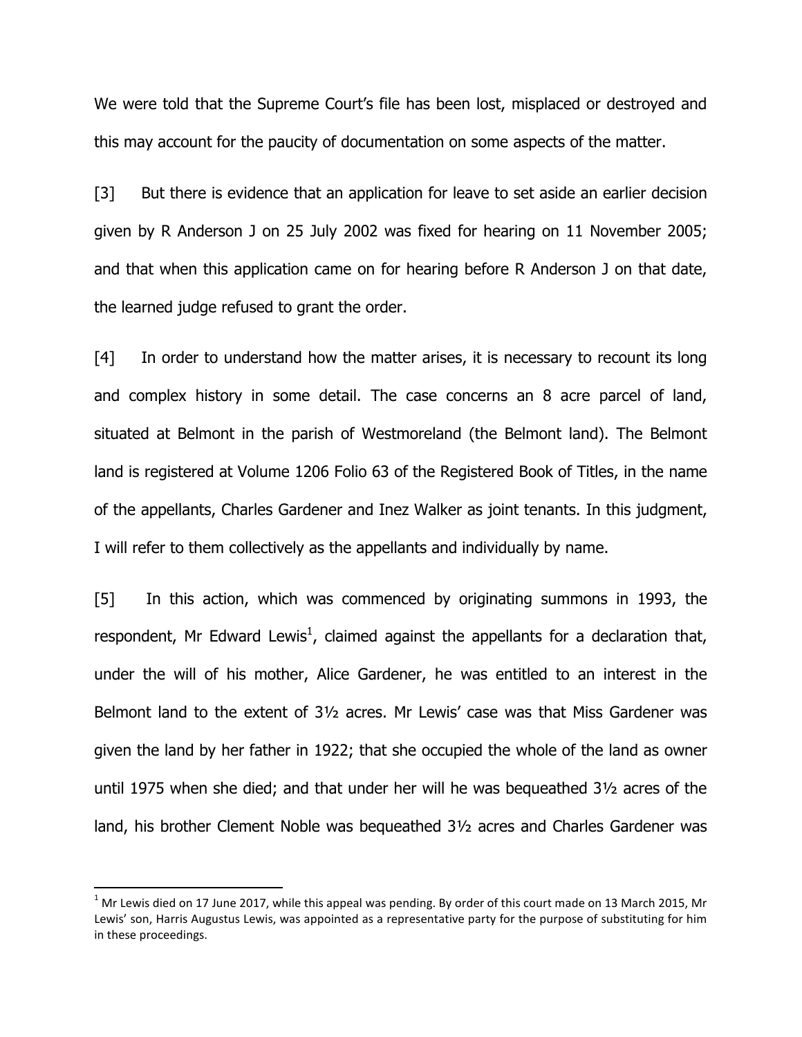We were told that the Supreme Court's file has been lost, misplaced or destroyed and this may account for the paucity of documentation on some aspects of the matter.

[3] But there is evidence that an application for leave to set aside an earlier decision given by R Anderson J on 25 July 2002 was fixed for hearing on 11 November 2005; and that when this application came on for hearing before R Anderson J on that date, the learned judge refused to grant the order.

[4] In order to understand how the matter arises, it is necessary to recount its long and complex history in some detail. The case concerns an 8 acre parcel of land, situated at Belmont in the parish of Westmoreland (the Belmont land). The Belmont land is registered at Volume 1206 Folio 63 of the Registered Book of Titles, in the name of the appellants, Charles Gardener and Inez Walker as joint tenants. In this judgment, I will refer to them collectively as the appellants and individually by name.

[5] In this action, which was commenced by originating summons in 1993, the respondent, Mr Edward Lewis[1], claimed against the appellants for a declaration that, under the will of his mother, Alice Gardener, he was entitled to an interest in the Belmont land to the extent of 3½ acres. Mr Lewis' case was that Miss Gardener was given the land by her father in 1922; that she occupied the whole of the land as owner until 1975 when she died; and that under her will he was bequeathed 3½ acres of the land, his brother Clement Noble was bequeathed 3½ acres and Charles Gardener was

[1] Mr Lewis died on 17 June 2017, while this appeal was pending. By order of this court made on 13 March 2015, Mr Lewis' son, Harris Augustus Lewis, was appointed as a representative party for the purpose of substituting for him in these proceedings.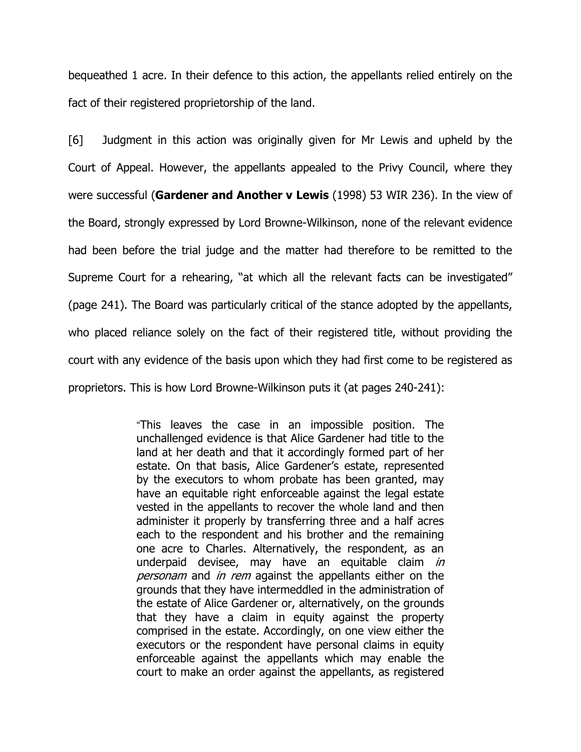bequeathed 1 acre. In their defence to this action, the appellants relied entirely on the fact of their registered proprietorship of the land.

[6] Judgment in this action was originally given for Mr Lewis and upheld by the Court of Appeal. However, the appellants appealed to the Privy Council, where they were successful (**Gardener and Another v Lewis** (1998) 53 WIR 236). In the view of the Board, strongly expressed by Lord Browne-Wilkinson, none of the relevant evidence had been before the trial judge and the matter had therefore to be remitted to the Supreme Court for a rehearing, "at which all the relevant facts can be investigated" (page 241). The Board was particularly critical of the stance adopted by the appellants, who placed reliance solely on the fact of their registered title, without providing the court with any evidence of the basis upon which they had first come to be registered as proprietors. This is how Lord Browne-Wilkinson puts it (at pages 240-241):

> "This leaves the case in an impossible position. The unchallenged evidence is that Alice Gardener had title to the land at her death and that it accordingly formed part of her estate. On that basis, Alice Gardener's estate, represented by the executors to whom probate has been granted, may have an equitable right enforceable against the legal estate vested in the appellants to recover the whole land and then administer it properly by transferring three and a half acres each to the respondent and his brother and the remaining one acre to Charles. Alternatively, the respondent, as an underpaid devisee, may have an equitable claim *in personam* and *in rem* against the appellants either on the grounds that they have intermeddled in the administration of the estate of Alice Gardener or, alternatively, on the grounds that they have a claim in equity against the property comprised in the estate. Accordingly, on one view either the executors or the respondent have personal claims in equity enforceable against the appellants which may enable the court to make an order against the appellants, as registered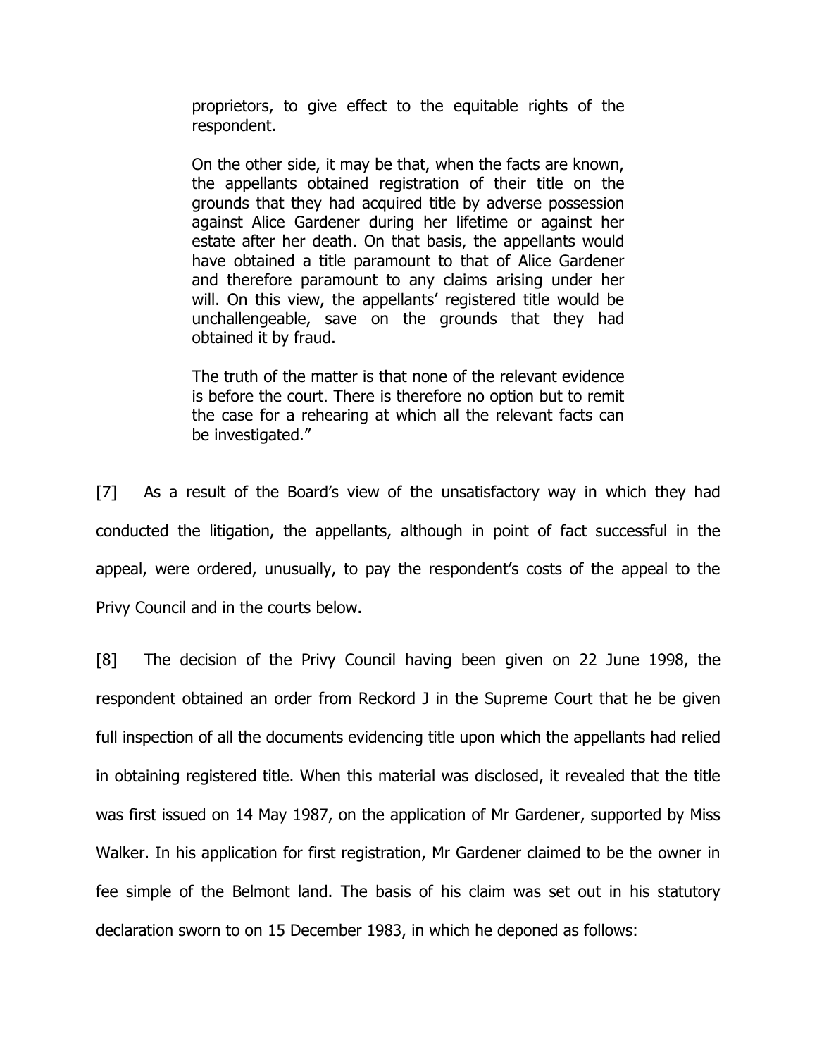> proprietors, to give effect to the equitable rights of the respondent.
>
> On the other side, it may be that, when the facts are known, the appellants obtained registration of their title on the grounds that they had acquired title by adverse possession against Alice Gardener during her lifetime or against her estate after her death. On that basis, the appellants would have obtained a title paramount to that of Alice Gardener and therefore paramount to any claims arising under her will. On this view, the appellants' registered title would be unchallengeable, save on the grounds that they had obtained it by fraud.
>
> The truth of the matter is that none of the relevant evidence is before the court. There is therefore no option but to remit the case for a rehearing at which all the relevant facts can be investigated."

[7] As a result of the Board's view of the unsatisfactory way in which they had conducted the litigation, the appellants, although in point of fact successful in the appeal, were ordered, unusually, to pay the respondent's costs of the appeal to the Privy Council and in the courts below.

[8] The decision of the Privy Council having been given on 22 June 1998, the respondent obtained an order from Reckord J in the Supreme Court that he be given full inspection of all the documents evidencing title upon which the appellants had relied in obtaining registered title. When this material was disclosed, it revealed that the title was first issued on 14 May 1987, on the application of Mr Gardener, supported by Miss Walker. In his application for first registration, Mr Gardener claimed to be the owner in fee simple of the Belmont land. The basis of his claim was set out in his statutory declaration sworn to on 15 December 1983, in which he deponed as follows: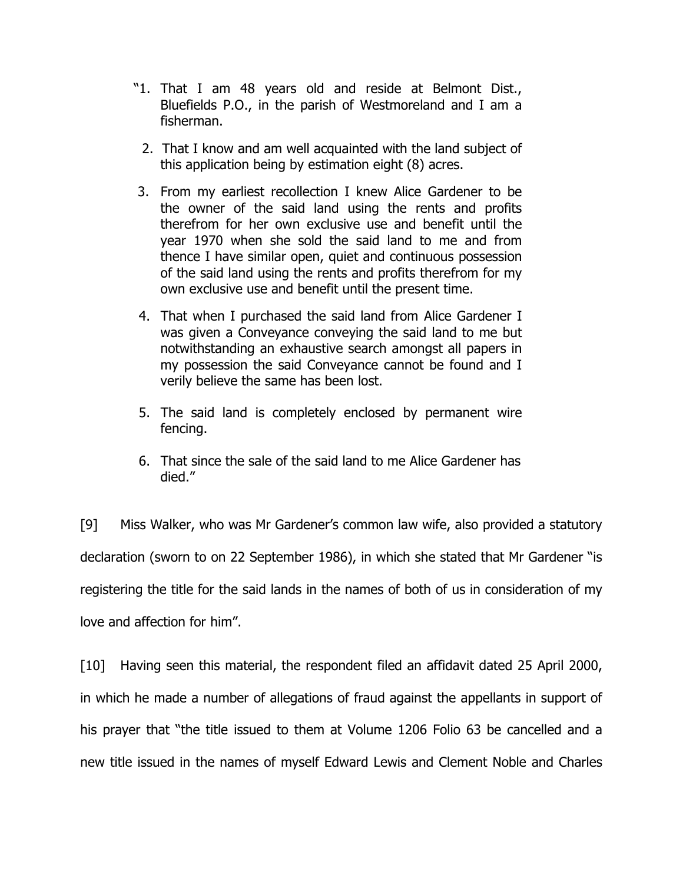"1. That I am 48 years old and reside at Belmont Dist., Bluefields P.O., in the parish of Westmoreland and I am a fisherman.

2. That I know and am well acquainted with the land subject of this application being by estimation eight (8) acres.

3. From my earliest recollection I knew Alice Gardener to be the owner of the said land using the rents and profits therefrom for her own exclusive use and benefit until the year 1970 when she sold the said land to me and from thence I have similar open, quiet and continuous possession of the said land using the rents and profits therefrom for my own exclusive use and benefit until the present time.

4. That when I purchased the said land from Alice Gardener I was given a Conveyance conveying the said land to me but notwithstanding an exhaustive search amongst all papers in my possession the said Conveyance cannot be found and I verily believe the same has been lost.

5. The said land is completely enclosed by permanent wire fencing.

6. That since the sale of the said land to me Alice Gardener has died."

[9] Miss Walker, who was Mr Gardener's common law wife, also provided a statutory declaration (sworn to on 22 September 1986), in which she stated that Mr Gardener "is registering the title for the said lands in the names of both of us in consideration of my love and affection for him".

[10] Having seen this material, the respondent filed an affidavit dated 25 April 2000, in which he made a number of allegations of fraud against the appellants in support of his prayer that "the title issued to them at Volume 1206 Folio 63 be cancelled and a new title issued in the names of myself Edward Lewis and Clement Noble and Charles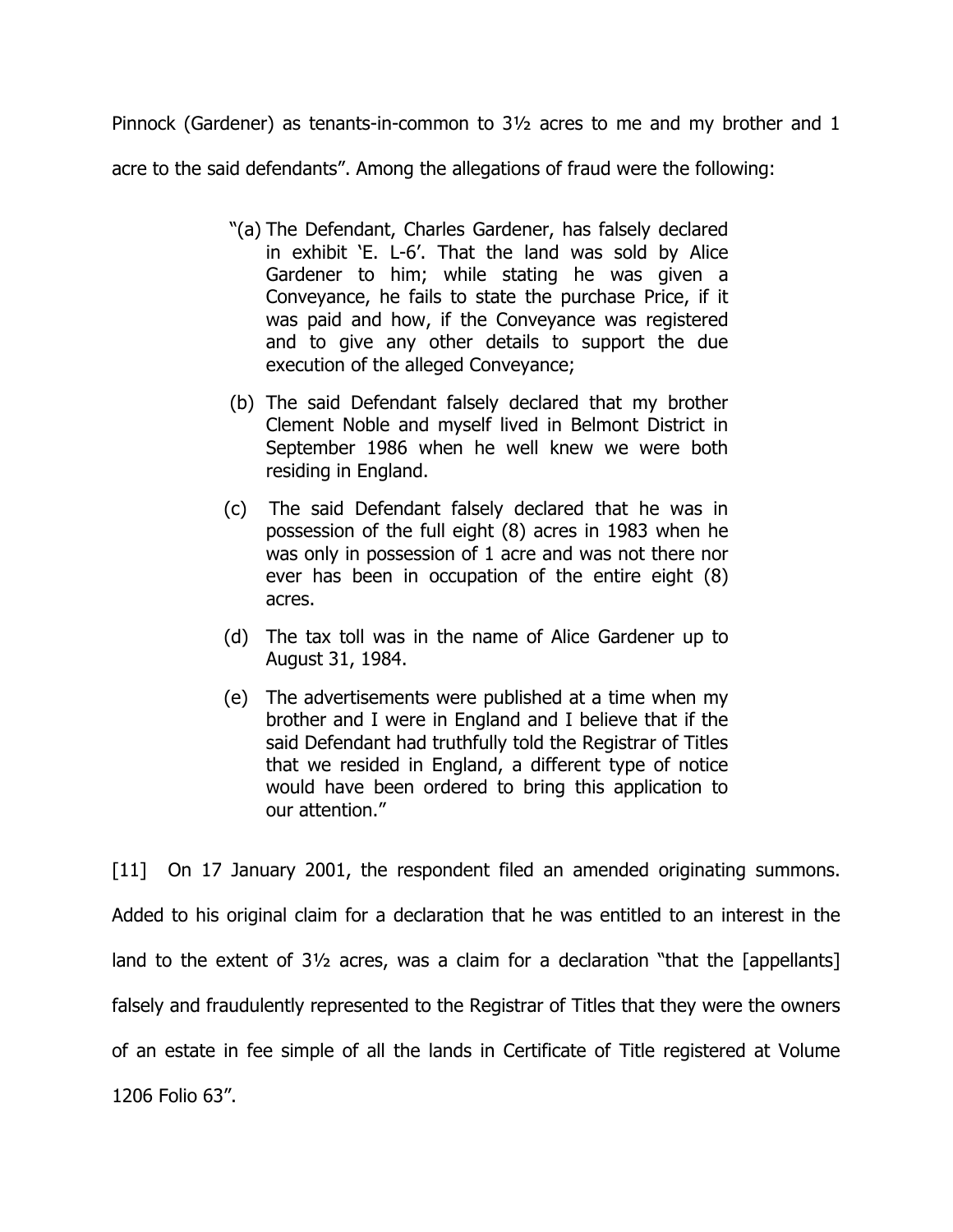Pinnock (Gardener) as tenants-in-common to 3½ acres to me and my brother and 1 acre to the said defendants". Among the allegations of fraud were the following:

> "(a) The Defendant, Charles Gardener, has falsely declared in exhibit 'E. L-6'. That the land was sold by Alice Gardener to him; while stating he was given a Conveyance, he fails to state the purchase Price, if it was paid and how, if the Conveyance was registered and to give any other details to support the due execution of the alleged Conveyance;
>
> (b) The said Defendant falsely declared that my brother Clement Noble and myself lived in Belmont District in September 1986 when he well knew we were both residing in England.
>
> (c) The said Defendant falsely declared that he was in possession of the full eight (8) acres in 1983 when he was only in possession of 1 acre and was not there nor ever has been in occupation of the entire eight (8) acres.
>
> (d) The tax toll was in the name of Alice Gardener up to August 31, 1984.
>
> (e) The advertisements were published at a time when my brother and I were in England and I believe that if the said Defendant had truthfully told the Registrar of Titles that we resided in England, a different type of notice would have been ordered to bring this application to our attention."

[11] On 17 January 2001, the respondent filed an amended originating summons. Added to his original claim for a declaration that he was entitled to an interest in the land to the extent of 3½ acres, was a claim for a declaration "that the [appellants] falsely and fraudulently represented to the Registrar of Titles that they were the owners of an estate in fee simple of all the lands in Certificate of Title registered at Volume 1206 Folio 63".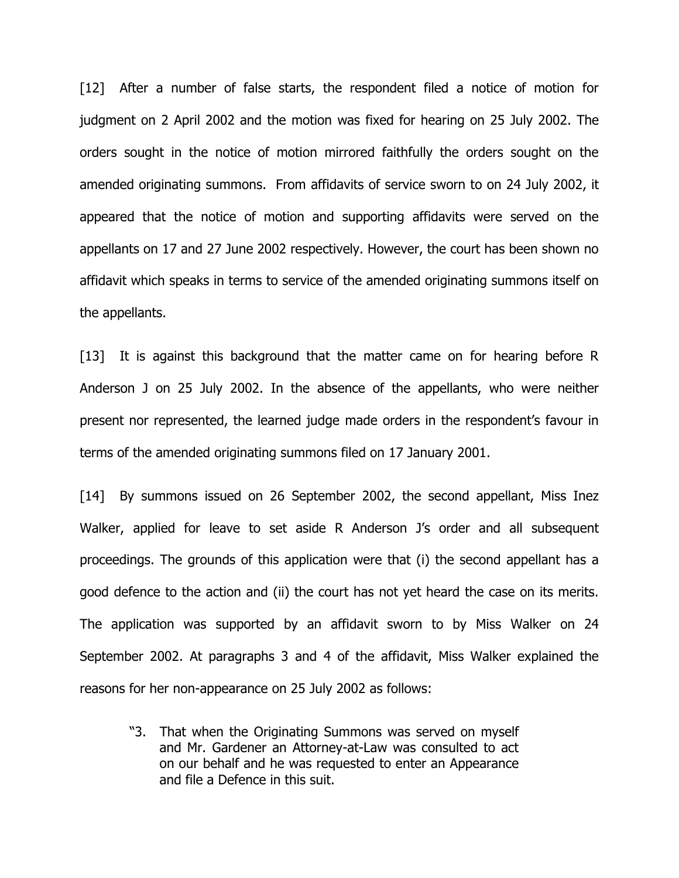[12] After a number of false starts, the respondent filed a notice of motion for judgment on 2 April 2002 and the motion was fixed for hearing on 25 July 2002. The orders sought in the notice of motion mirrored faithfully the orders sought on the amended originating summons. From affidavits of service sworn to on 24 July 2002, it appeared that the notice of motion and supporting affidavits were served on the appellants on 17 and 27 June 2002 respectively. However, the court has been shown no affidavit which speaks in terms to service of the amended originating summons itself on the appellants.

[13] It is against this background that the matter came on for hearing before R Anderson J on 25 July 2002. In the absence of the appellants, who were neither present nor represented, the learned judge made orders in the respondent's favour in terms of the amended originating summons filed on 17 January 2001.

[14] By summons issued on 26 September 2002, the second appellant, Miss Inez Walker, applied for leave to set aside R Anderson J's order and all subsequent proceedings. The grounds of this application were that (i) the second appellant has a good defence to the action and (ii) the court has not yet heard the case on its merits. The application was supported by an affidavit sworn to by Miss Walker on 24 September 2002. At paragraphs 3 and 4 of the affidavit, Miss Walker explained the reasons for her non-appearance on 25 July 2002 as follows:

> "3. That when the Originating Summons was served on myself and Mr. Gardener an Attorney-at-Law was consulted to act on our behalf and he was requested to enter an Appearance and file a Defence in this suit.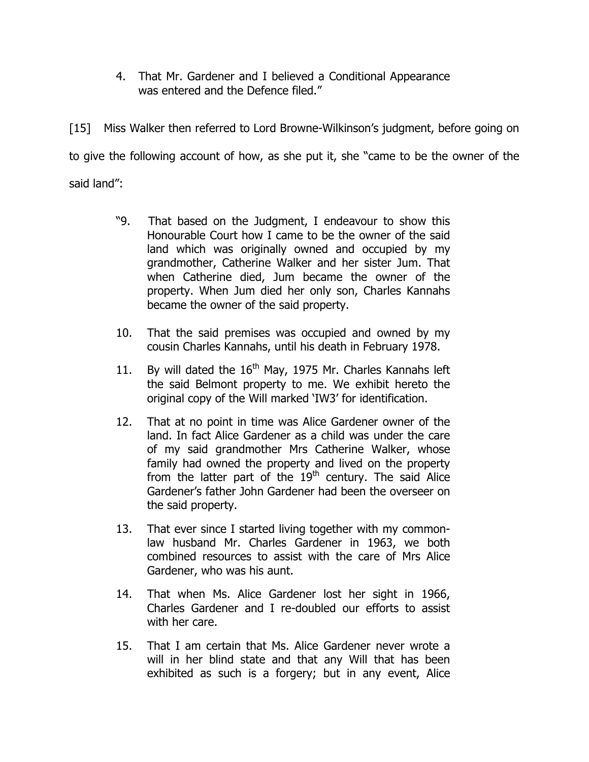4. That Mr. Gardener and I believed a Conditional Appearance was entered and the Defence filed."

[15] Miss Walker then referred to Lord Browne-Wilkinson's judgment, before going on to give the following account of how, as she put it, she "came to be the owner of the said land":

> "9. That based on the Judgment, I endeavour to show this Honourable Court how I came to be the owner of the said land which was originally owned and occupied by my grandmother, Catherine Walker and her sister Jum. That when Catherine died, Jum became the owner of the property. When Jum died her only son, Charles Kannahs became the owner of the said property.
>
> 10. That the said premises was occupied and owned by my cousin Charles Kannahs, until his death in February 1978.
>
> 11. By will dated the 16th May, 1975 Mr. Charles Kannahs left the said Belmont property to me. We exhibit hereto the original copy of the Will marked 'IW3' for identification.
>
> 12. That at no point in time was Alice Gardener owner of the land. In fact Alice Gardener as a child was under the care of my said grandmother Mrs Catherine Walker, whose family had owned the property and lived on the property from the latter part of the 19th century. The said Alice Gardener's father John Gardener had been the overseer on the said property.
>
> 13. That ever since I started living together with my common-law husband Mr. Charles Gardener in 1963, we both combined resources to assist with the care of Mrs Alice Gardener, who was his aunt.
>
> 14. That when Ms. Alice Gardener lost her sight in 1966, Charles Gardener and I re-doubled our efforts to assist with her care.
>
> 15. That I am certain that Ms. Alice Gardener never wrote a will in her blind state and that any Will that has been exhibited as such is a forgery; but in any event, Alice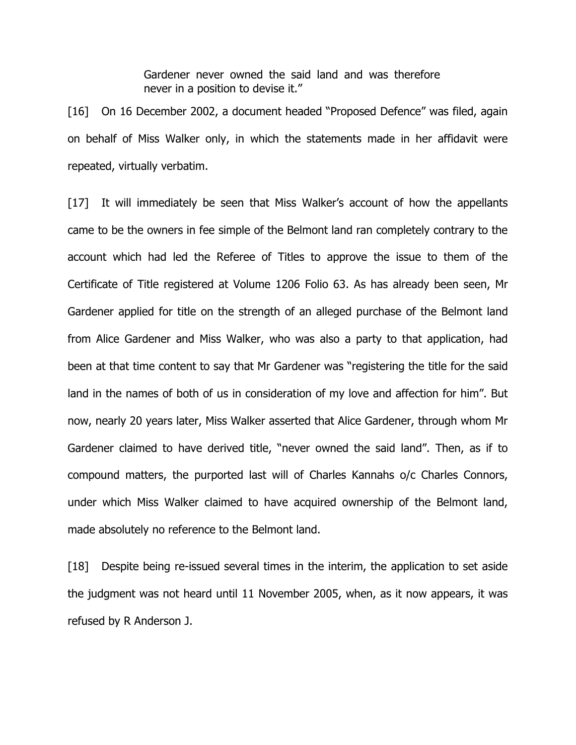> Gardener never owned the said land and was therefore never in a position to devise it."

[16] On 16 December 2002, a document headed "Proposed Defence" was filed, again on behalf of Miss Walker only, in which the statements made in her affidavit were repeated, virtually verbatim.

[17] It will immediately be seen that Miss Walker's account of how the appellants came to be the owners in fee simple of the Belmont land ran completely contrary to the account which had led the Referee of Titles to approve the issue to them of the Certificate of Title registered at Volume 1206 Folio 63. As has already been seen, Mr Gardener applied for title on the strength of an alleged purchase of the Belmont land from Alice Gardener and Miss Walker, who was also a party to that application, had been at that time content to say that Mr Gardener was "registering the title for the said land in the names of both of us in consideration of my love and affection for him". But now, nearly 20 years later, Miss Walker asserted that Alice Gardener, through whom Mr Gardener claimed to have derived title, "never owned the said land". Then, as if to compound matters, the purported last will of Charles Kannahs o/c Charles Connors, under which Miss Walker claimed to have acquired ownership of the Belmont land, made absolutely no reference to the Belmont land.

[18] Despite being re-issued several times in the interim, the application to set aside the judgment was not heard until 11 November 2005, when, as it now appears, it was refused by R Anderson J.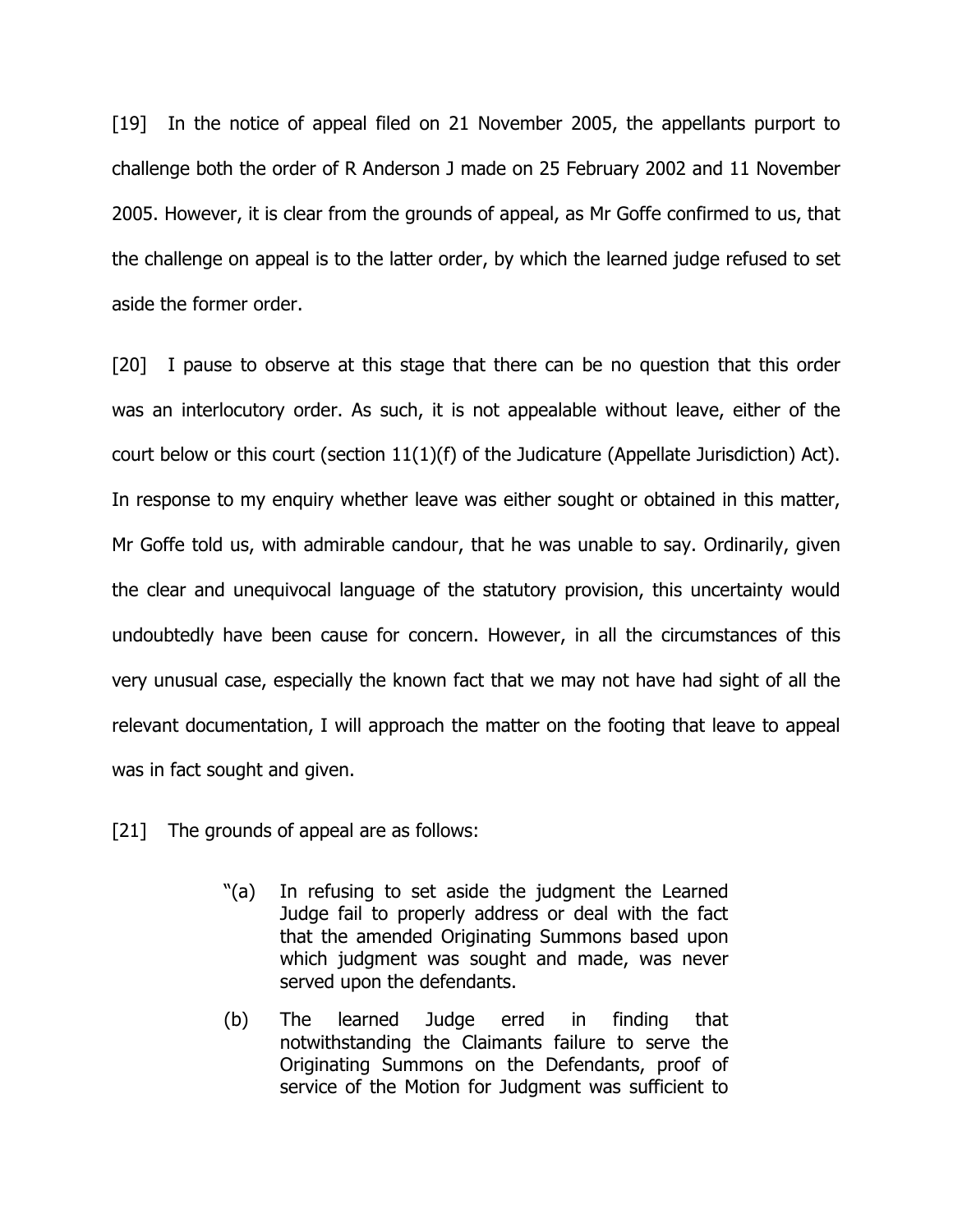[19] In the notice of appeal filed on 21 November 2005, the appellants purport to challenge both the order of R Anderson J made on 25 February 2002 and 11 November 2005. However, it is clear from the grounds of appeal, as Mr Goffe confirmed to us, that the challenge on appeal is to the latter order, by which the learned judge refused to set aside the former order.

[20] I pause to observe at this stage that there can be no question that this order was an interlocutory order. As such, it is not appealable without leave, either of the court below or this court (section 11(1)(f) of the Judicature (Appellate Jurisdiction) Act). In response to my enquiry whether leave was either sought or obtained in this matter, Mr Goffe told us, with admirable candour, that he was unable to say. Ordinarily, given the clear and unequivocal language of the statutory provision, this uncertainty would undoubtedly have been cause for concern. However, in all the circumstances of this very unusual case, especially the known fact that we may not have had sight of all the relevant documentation, I will approach the matter on the footing that leave to appeal was in fact sought and given.

[21] The grounds of appeal are as follows:

> "(a) In refusing to set aside the judgment the Learned Judge fail to properly address or deal with the fact that the amended Originating Summons based upon which judgment was sought and made, was never served upon the defendants.
>
> (b) The learned Judge erred in finding that notwithstanding the Claimants failure to serve the Originating Summons on the Defendants, proof of service of the Motion for Judgment was sufficient to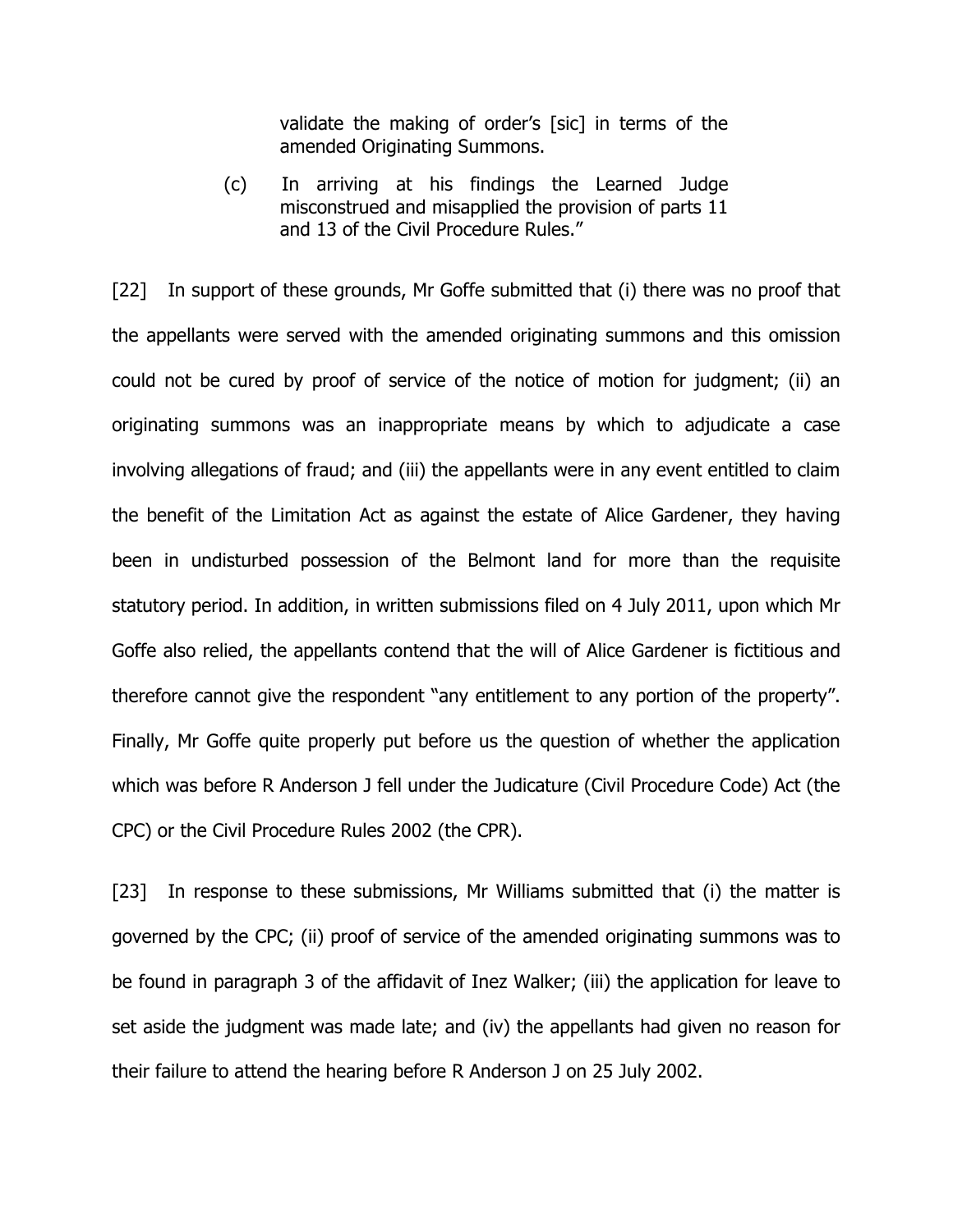> validate the making of order's [sic] in terms of the amended Originating Summons.
>
> (c) In arriving at his findings the Learned Judge misconstrued and misapplied the provision of parts 11 and 13 of the Civil Procedure Rules."

[22] In support of these grounds, Mr Goffe submitted that (i) there was no proof that the appellants were served with the amended originating summons and this omission could not be cured by proof of service of the notice of motion for judgment; (ii) an originating summons was an inappropriate means by which to adjudicate a case involving allegations of fraud; and (iii) the appellants were in any event entitled to claim the benefit of the Limitation Act as against the estate of Alice Gardener, they having been in undisturbed possession of the Belmont land for more than the requisite statutory period. In addition, in written submissions filed on 4 July 2011, upon which Mr Goffe also relied, the appellants contend that the will of Alice Gardener is fictitious and therefore cannot give the respondent "any entitlement to any portion of the property". Finally, Mr Goffe quite properly put before us the question of whether the application which was before R Anderson J fell under the Judicature (Civil Procedure Code) Act (the CPC) or the Civil Procedure Rules 2002 (the CPR).

[23] In response to these submissions, Mr Williams submitted that (i) the matter is governed by the CPC; (ii) proof of service of the amended originating summons was to be found in paragraph 3 of the affidavit of Inez Walker; (iii) the application for leave to set aside the judgment was made late; and (iv) the appellants had given no reason for their failure to attend the hearing before R Anderson J on 25 July 2002.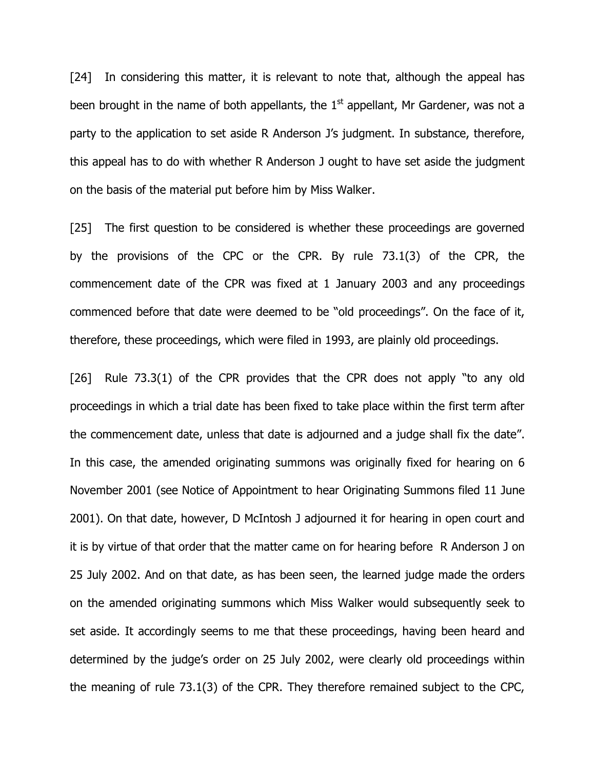[24] In considering this matter, it is relevant to note that, although the appeal has been brought in the name of both appellants, the 1st appellant, Mr Gardener, was not a party to the application to set aside R Anderson J's judgment. In substance, therefore, this appeal has to do with whether R Anderson J ought to have set aside the judgment on the basis of the material put before him by Miss Walker.

[25] The first question to be considered is whether these proceedings are governed by the provisions of the CPC or the CPR. By rule 73.1(3) of the CPR, the commencement date of the CPR was fixed at 1 January 2003 and any proceedings commenced before that date were deemed to be "old proceedings". On the face of it, therefore, these proceedings, which were filed in 1993, are plainly old proceedings.

[26] Rule 73.3(1) of the CPR provides that the CPR does not apply "to any old proceedings in which a trial date has been fixed to take place within the first term after the commencement date, unless that date is adjourned and a judge shall fix the date". In this case, the amended originating summons was originally fixed for hearing on 6 November 2001 (see Notice of Appointment to hear Originating Summons filed 11 June 2001). On that date, however, D McIntosh J adjourned it for hearing in open court and it is by virtue of that order that the matter came on for hearing before R Anderson J on 25 July 2002. And on that date, as has been seen, the learned judge made the orders on the amended originating summons which Miss Walker would subsequently seek to set aside. It accordingly seems to me that these proceedings, having been heard and determined by the judge's order on 25 July 2002, were clearly old proceedings within the meaning of rule 73.1(3) of the CPR. They therefore remained subject to the CPC,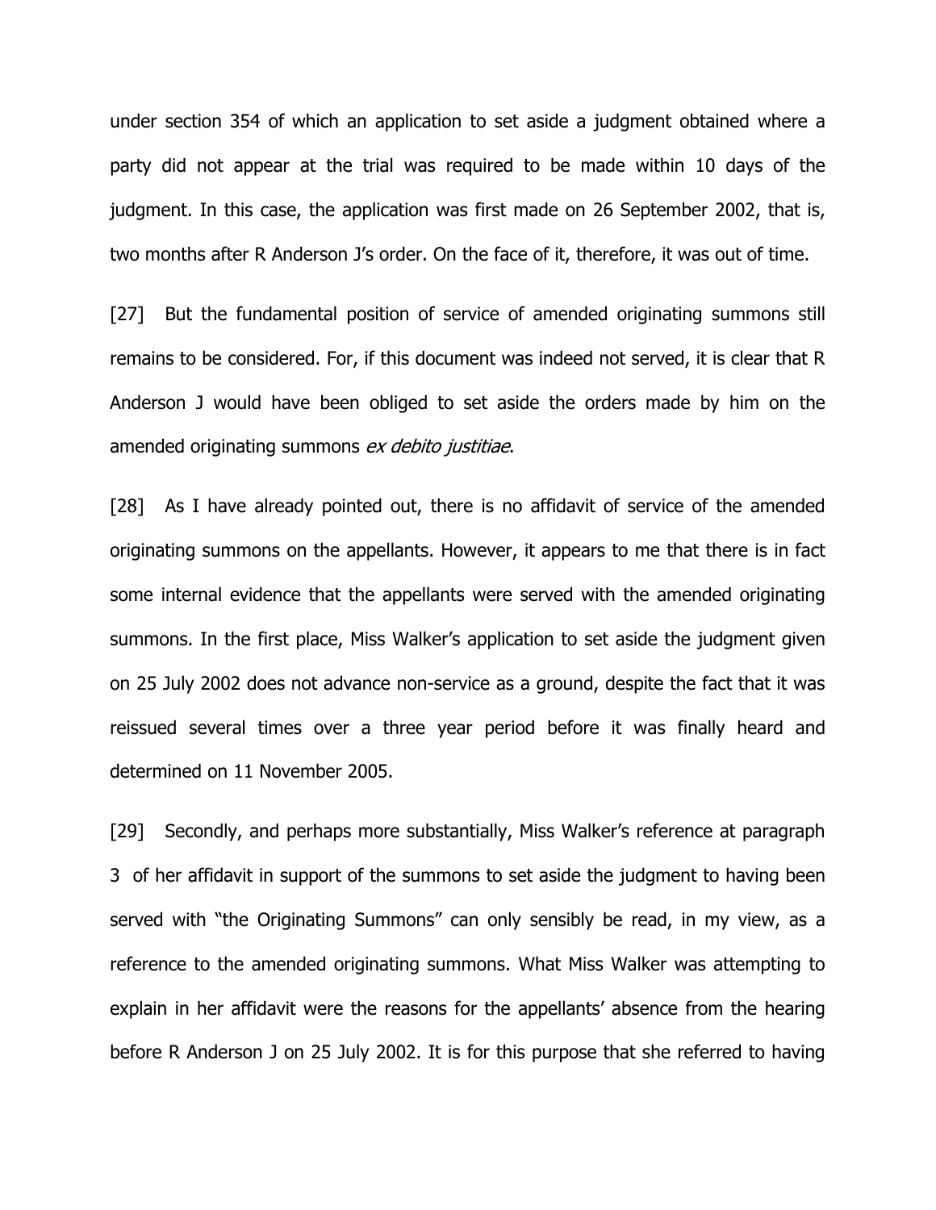under section 354 of which an application to set aside a judgment obtained where a party did not appear at the trial was required to be made within 10 days of the judgment. In this case, the application was first made on 26 September 2002, that is, two months after R Anderson J's order. On the face of it, therefore, it was out of time.

[27] But the fundamental position of service of amended originating summons still remains to be considered. For, if this document was indeed not served, it is clear that R Anderson J would have been obliged to set aside the orders made by him on the amended originating summons *ex debito justitiae*.

[28] As I have already pointed out, there is no affidavit of service of the amended originating summons on the appellants. However, it appears to me that there is in fact some internal evidence that the appellants were served with the amended originating summons. In the first place, Miss Walker's application to set aside the judgment given on 25 July 2002 does not advance non-service as a ground, despite the fact that it was reissued several times over a three year period before it was finally heard and determined on 11 November 2005.

[29] Secondly, and perhaps more substantially, Miss Walker's reference at paragraph 3 of her affidavit in support of the summons to set aside the judgment to having been served with "the Originating Summons" can only sensibly be read, in my view, as a reference to the amended originating summons. What Miss Walker was attempting to explain in her affidavit were the reasons for the appellants' absence from the hearing before R Anderson J on 25 July 2002. It is for this purpose that she referred to having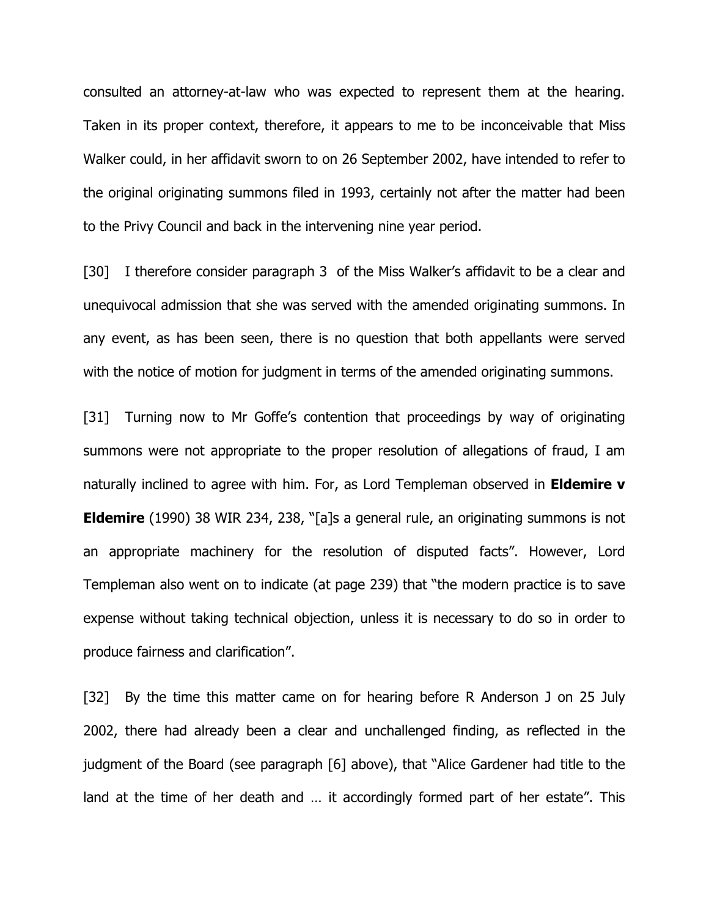consulted an attorney-at-law who was expected to represent them at the hearing. Taken in its proper context, therefore, it appears to me to be inconceivable that Miss Walker could, in her affidavit sworn to on 26 September 2002, have intended to refer to the original originating summons filed in 1993, certainly not after the matter had been to the Privy Council and back in the intervening nine year period.

[30] I therefore consider paragraph 3 of the Miss Walker's affidavit to be a clear and unequivocal admission that she was served with the amended originating summons. In any event, as has been seen, there is no question that both appellants were served with the notice of motion for judgment in terms of the amended originating summons.

[31] Turning now to Mr Goffe's contention that proceedings by way of originating summons were not appropriate to the proper resolution of allegations of fraud, I am naturally inclined to agree with him. For, as Lord Templeman observed in **Eldemire v Eldemire** (1990) 38 WIR 234, 238, "[a]s a general rule, an originating summons is not an appropriate machinery for the resolution of disputed facts". However, Lord Templeman also went on to indicate (at page 239) that "the modern practice is to save expense without taking technical objection, unless it is necessary to do so in order to produce fairness and clarification".

[32] By the time this matter came on for hearing before R Anderson J on 25 July 2002, there had already been a clear and unchallenged finding, as reflected in the judgment of the Board (see paragraph [6] above), that "Alice Gardener had title to the land at the time of her death and … it accordingly formed part of her estate". This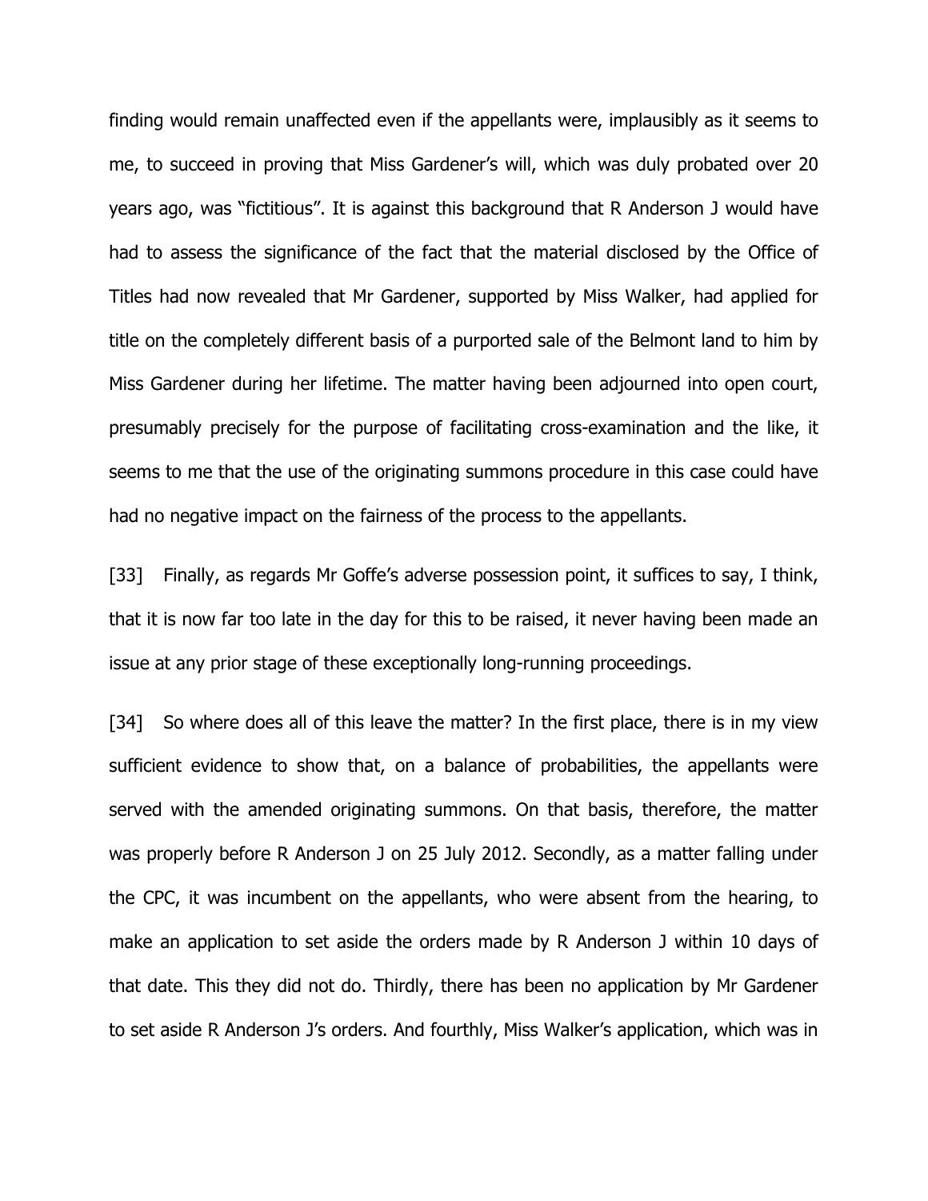finding would remain unaffected even if the appellants were, implausibly as it seems to me, to succeed in proving that Miss Gardener's will, which was duly probated over 20 years ago, was "fictitious". It is against this background that R Anderson J would have had to assess the significance of the fact that the material disclosed by the Office of Titles had now revealed that Mr Gardener, supported by Miss Walker, had applied for title on the completely different basis of a purported sale of the Belmont land to him by Miss Gardener during her lifetime. The matter having been adjourned into open court, presumably precisely for the purpose of facilitating cross-examination and the like, it seems to me that the use of the originating summons procedure in this case could have had no negative impact on the fairness of the process to the appellants.

[33] Finally, as regards Mr Goffe's adverse possession point, it suffices to say, I think, that it is now far too late in the day for this to be raised, it never having been made an issue at any prior stage of these exceptionally long-running proceedings.

[34] So where does all of this leave the matter? In the first place, there is in my view sufficient evidence to show that, on a balance of probabilities, the appellants were served with the amended originating summons. On that basis, therefore, the matter was properly before R Anderson J on 25 July 2012. Secondly, as a matter falling under the CPC, it was incumbent on the appellants, who were absent from the hearing, to make an application to set aside the orders made by R Anderson J within 10 days of that date. This they did not do. Thirdly, there has been no application by Mr Gardener to set aside R Anderson J's orders. And fourthly, Miss Walker's application, which was in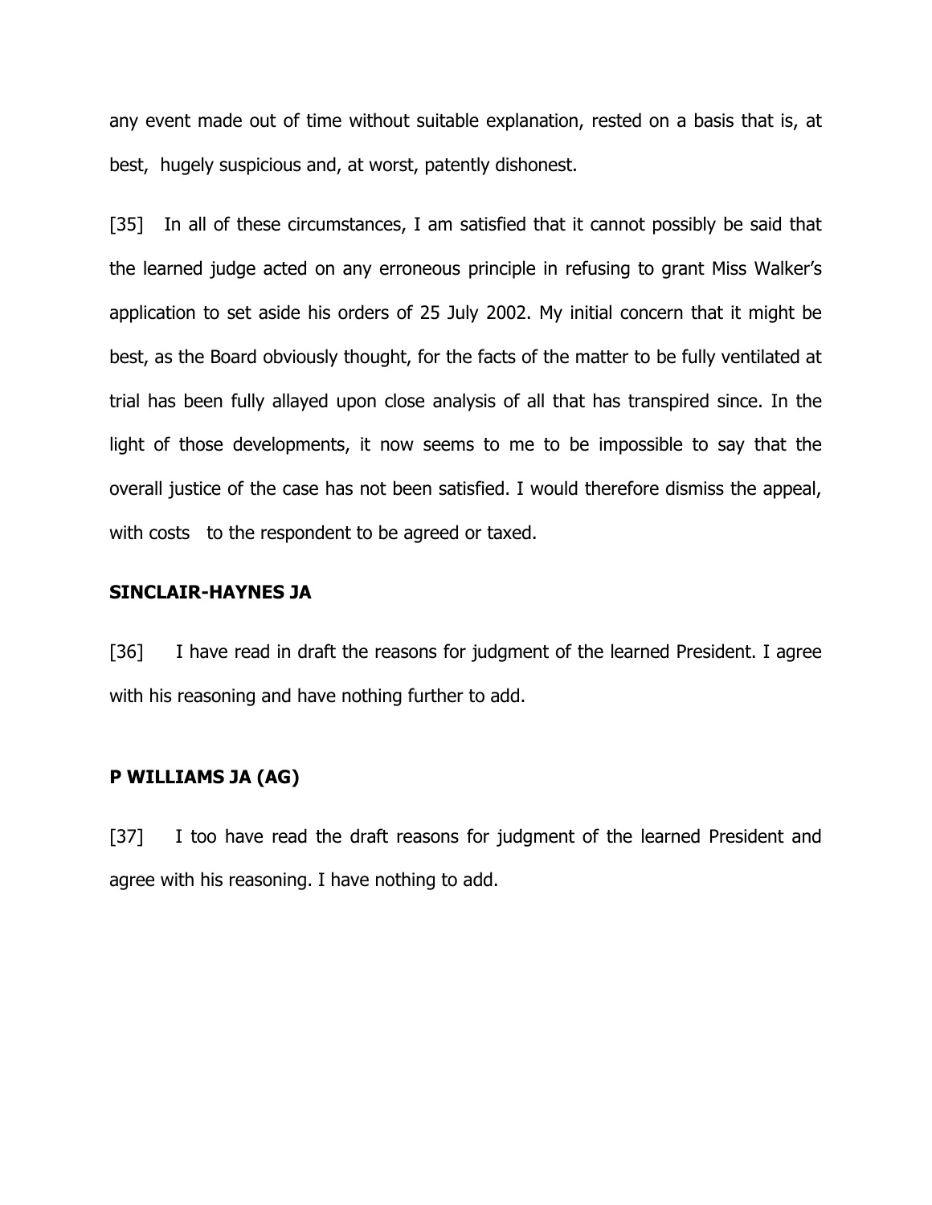any event made out of time without suitable explanation, rested on a basis that is, at best, hugely suspicious and, at worst, patently dishonest.

[35] In all of these circumstances, I am satisfied that it cannot possibly be said that the learned judge acted on any erroneous principle in refusing to grant Miss Walker's application to set aside his orders of 25 July 2002. My initial concern that it might be best, as the Board obviously thought, for the facts of the matter to be fully ventilated at trial has been fully allayed upon close analysis of all that has transpired since. In the light of those developments, it now seems to me to be impossible to say that the overall justice of the case has not been satisfied. I would therefore dismiss the appeal, with costs to the respondent to be agreed or taxed.

**SINCLAIR-HAYNES JA**

[36] I have read in draft the reasons for judgment of the learned President. I agree with his reasoning and have nothing further to add.

**P WILLIAMS JA (AG)**

[37] I too have read the draft reasons for judgment of the learned President and agree with his reasoning. I have nothing to add.